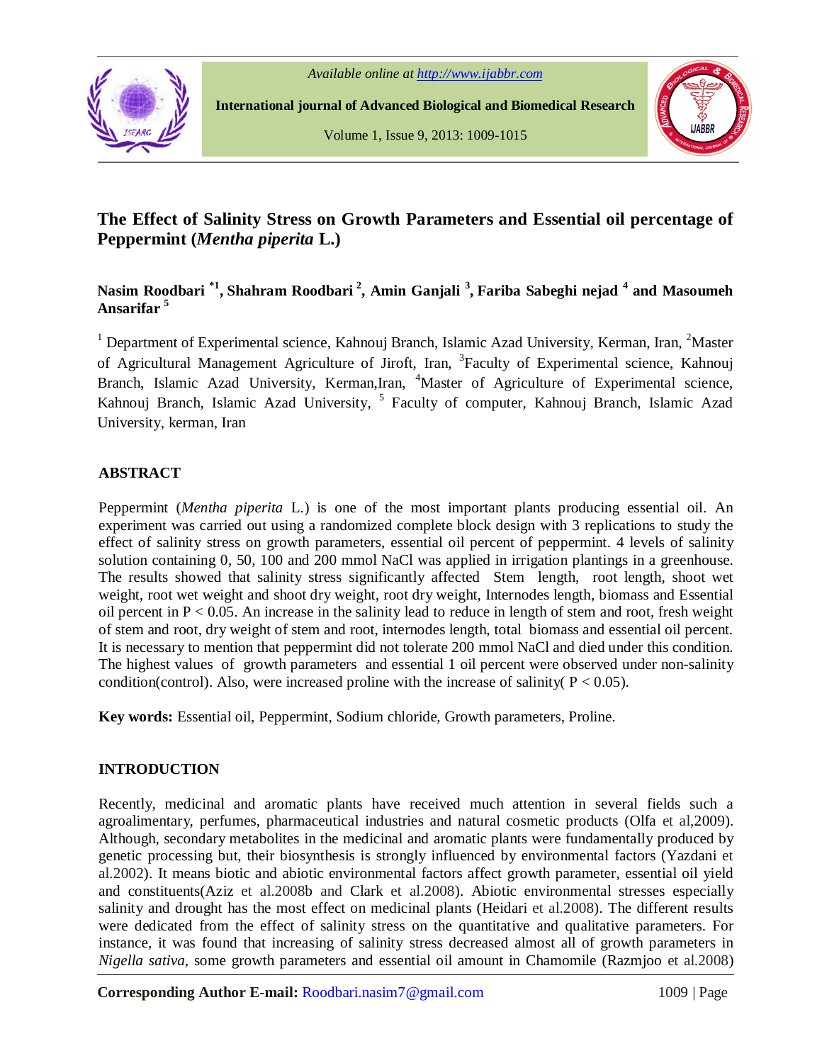# The Effect of Salinity Stress on Growth Parameters and Essential oil percentage of Peppermint (*Mentha piperita* L.)

**Nasim Roodbari [*1], Shahram Roodbari [2], Amin Ganjali [3], Fariba Sabeghi nejad [4] and Masoumeh Ansarifar [5]**

[1] Department of Experimental science, Kahnouj Branch, Islamic Azad University, Kerman, Iran, [2]Master of Agricultural Management Agriculture of Jiroft, Iran, [3]Faculty of Experimental science, Kahnouj Branch, Islamic Azad University, Kerman,Iran, [4]Master of Agriculture of Experimental science, Kahnouj Branch, Islamic Azad University, [5] Faculty of computer, Kahnouj Branch, Islamic Azad University, kerman, Iran

## ABSTRACT

Peppermint (*Mentha piperita* L.) is one of the most important plants producing essential oil. An experiment was carried out using a randomized complete block design with 3 replications to study the effect of salinity stress on growth parameters, essential oil percent of peppermint. 4 levels of salinity solution containing 0, 50, 100 and 200 mmol NaCl was applied in irrigation plantings in a greenhouse. The results showed that salinity stress significantly affected Stem length, root length, shoot wet weight, root wet weight and shoot dry weight, root dry weight, Internodes length, biomass and Essential oil percent in $P < 0.05$. An increase in the salinity lead to reduce in length of stem and root, fresh weight of stem and root, dry weight of stem and root, internodes length, total biomass and essential oil percent. It is necessary to mention that peppermint did not tolerate 200 mmol NaCl and died under this condition. The highest values of growth parameters and essential 1 oil percent were observed under non-salinity condition(control). Also, were increased proline with the increase of salinity( $P < 0.05$).

**Key words:** Essential oil, Peppermint, Sodium chloride, Growth parameters, Proline.

## INTRODUCTION

Recently, medicinal and aromatic plants have received much attention in several fields such a agroalimentary, perfumes, pharmaceutical industries and natural cosmetic products (Olfa et al,2009). Although, secondary metabolites in the medicinal and aromatic plants were fundamentally produced by genetic processing but, their biosynthesis is strongly influenced by environmental factors (Yazdani et al.2002). It means biotic and abiotic environmental factors affect growth parameter, essential oil yield and constituents(Aziz et al.2008b and Clark et al.2008). Abiotic environmental stresses especially salinity and drought has the most effect on medicinal plants (Heidari et al.2008). The different results were dedicated from the effect of salinity stress on the quantitative and qualitative parameters. For instance, it was found that increasing of salinity stress decreased almost all of growth parameters in *Nigella sativa*, some growth parameters and essential oil amount in Chamomile (Razmjoo et al.2008)

**Corresponding Author E-mail:** Roodbari.nasim7@gmail.com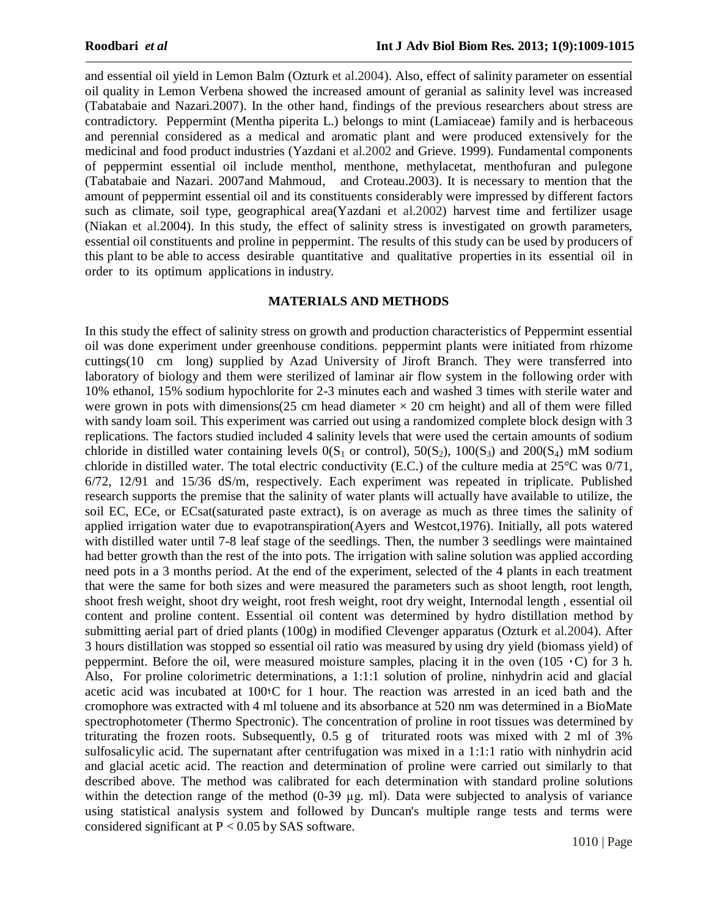and essential oil yield in Lemon Balm (Ozturk et al.2004). Also, effect of salinity parameter on essential oil quality in Lemon Verbena showed the increased amount of geranial as salinity level was increased (Tabatabaie and Nazari.2007). In the other hand, findings of the previous researchers about stress are contradictory. Peppermint (Mentha piperita L.) belongs to mint (Lamiaceae) family and is herbaceous and perennial considered as a medical and aromatic plant and were produced extensively for the medicinal and food product industries (Yazdani et al.2002 and Grieve. 1999). Fundamental components of peppermint essential oil include menthol, menthone, methylacetat, menthofuran and pulegone (Tabatabaie and Nazari. 2007and Mahmoud, and Croteau.2003). It is necessary to mention that the amount of peppermint essential oil and its constituents considerably were impressed by different factors such as climate, soil type, geographical area(Yazdani et al.2002) harvest time and fertilizer usage (Niakan et al.2004). In this study, the effect of salinity stress is investigated on growth parameters, essential oil constituents and proline in peppermint. The results of this study can be used by producers of this plant to be able to access desirable quantitative and qualitative properties in its essential oil in order to its optimum applications in industry.

## MATERIALS AND METHODS

In this study the effect of salinity stress on growth and production characteristics of Peppermint essential oil was done experiment under greenhouse conditions. peppermint plants were initiated from rhizome cuttings(10 cm long) supplied by Azad University of Jiroft Branch. They were transferred into laboratory of biology and them were sterilized of laminar air flow system in the following order with 10% ethanol, 15% sodium hypochlorite for 2-3 minutes each and washed 3 times with sterile water and were grown in pots with dimensions(25 cm head diameter × 20 cm height) and all of them were filled with sandy loam soil. This experiment was carried out using a randomized complete block design with 3 replications. The factors studied included 4 salinity levels that were used the certain amounts of sodium chloride in distilled water containing levels 0($S_1$ or control), 50($S_2$), 100($S_3$) and 200($S_4$) mM sodium chloride in distilled water. The total electric conductivity (E.C.) of the culture media at 25°C was 0/71, 6/72, 12/91 and 15/36 dS/m, respectively. Each experiment was repeated in triplicate. Published research supports the premise that the salinity of water plants will actually have available to utilize, the soil EC, ECe, or ECsat(saturated paste extract), is on average as much as three times the salinity of applied irrigation water due to evapotranspiration(Ayers and Westcot,1976). Initially, all pots watered with distilled water until 7-8 leaf stage of the seedlings. Then, the number 3 seedlings were maintained had better growth than the rest of the into pots. The irrigation with saline solution was applied according need pots in a 3 months period. At the end of the experiment, selected of the 4 plants in each treatment that were the same for both sizes and were measured the parameters such as shoot length, root length, shoot fresh weight, shoot dry weight, root fresh weight, root dry weight, Internodal length , essential oil content and proline content. Essential oil content was determined by hydro distillation method by submitting aerial part of dried plants (100g) in modified Clevenger apparatus (Ozturk et al.2004). After 3 hours distillation was stopped so essential oil ratio was measured by using dry yield (biomass yield) of peppermint. Before the oil, were measured moisture samples, placing it in the oven (105 ◦C) for 3 h. Also, For proline colorimetric determinations, a 1:1:1 solution of proline, ninhydrin acid and glacial acetic acid was incubated at 100◦C for 1 hour. The reaction was arrested in an iced bath and the cromophore was extracted with 4 ml toluene and its absorbance at 520 nm was determined in a BioMate spectrophotometer (Thermo Spectronic). The concentration of proline in root tissues was determined by triturating the frozen roots. Subsequently, 0.5 g of triturated roots was mixed with 2 ml of 3% sulfosalicylic acid. The supernatant after centrifugation was mixed in a 1:1:1 ratio with ninhydrin acid and glacial acetic acid. The reaction and determination of proline were carried out similarly to that described above. The method was calibrated for each determination with standard proline solutions within the detection range of the method (0-39 μg. ml). Data were subjected to analysis of variance using statistical analysis system and followed by Duncan's multiple range tests and terms were considered significant at $P < 0.05$ by SAS software.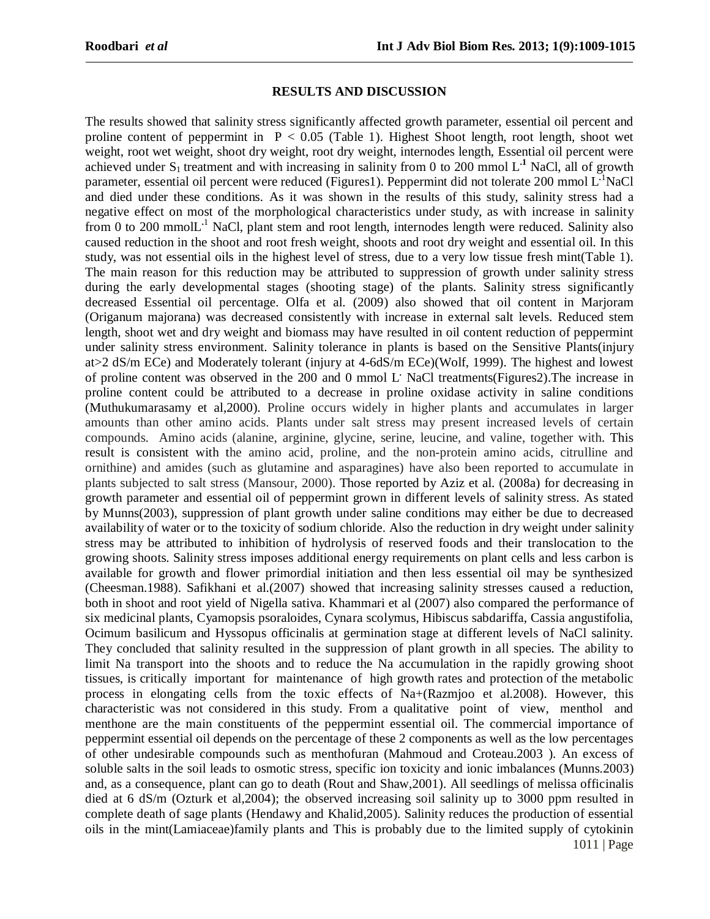## RESULTS AND DISCUSSION

The results showed that salinity stress significantly affected growth parameter, essential oil percent and proline content of peppermint in $P < 0.05$ (Table 1). Highest Shoot length, root length, shoot wet weight, root wet weight, shoot dry weight, root dry weight, internodes length, Essential oil percent were achieved under $S_1$ treatment and with increasing in salinity from 0 to 200 mmol $L^{-1}$ NaCl, all of growth parameter, essential oil percent were reduced (Figures1). Peppermint did not tolerate 200 mmol $L^{-1}$NaCl and died under these conditions. As it was shown in the results of this study, salinity stress had a negative effect on most of the morphological characteristics under study, as with increase in salinity from 0 to 200 mmol$L^{-1}$ NaCl, plant stem and root length, internodes length were reduced. Salinity also caused reduction in the shoot and root fresh weight, shoots and root dry weight and essential oil. In this study, was not essential oils in the highest level of stress, due to a very low tissue fresh mint(Table 1). The main reason for this reduction may be attributed to suppression of growth under salinity stress during the early developmental stages (shooting stage) of the plants. Salinity stress significantly decreased Essential oil percentage. Olfa et al. (2009) also showed that oil content in Marjoram (Origanum majorana) was decreased consistently with increase in external salt levels. Reduced stem length, shoot wet and dry weight and biomass may have resulted in oil content reduction of peppermint under salinity stress environment. Salinity tolerance in plants is based on the Sensitive Plants(injury at>2 dS/m ECe) and Moderately tolerant (injury at 4-6dS/m ECe)(Wolf, 1999). The highest and lowest of proline content was observed in the 200 and 0 mmol $L^{-}$ NaCl treatments(Figures2).The increase in proline content could be attributed to a decrease in proline oxidase activity in saline conditions (Muthukumarasamy et al,2000). Proline occurs widely in higher plants and accumulates in larger amounts than other amino acids. Plants under salt stress may present increased levels of certain compounds. Amino acids (alanine, arginine, glycine, serine, leucine, and valine, together with. This result is consistent with the amino acid, proline, and the non-protein amino acids, citrulline and ornithine) and amides (such as glutamine and asparagines) have also been reported to accumulate in plants subjected to salt stress (Mansour, 2000). Those reported by Aziz et al. (2008a) for decreasing in growth parameter and essential oil of peppermint grown in different levels of salinity stress. As stated by Munns(2003), suppression of plant growth under saline conditions may either be due to decreased availability of water or to the toxicity of sodium chloride. Also the reduction in dry weight under salinity stress may be attributed to inhibition of hydrolysis of reserved foods and their translocation to the growing shoots. Salinity stress imposes additional energy requirements on plant cells and less carbon is available for growth and flower primordial initiation and then less essential oil may be synthesized (Cheesman.1988). Safikhani et al.(2007) showed that increasing salinity stresses caused a reduction, both in shoot and root yield of Nigella sativa. Khammari et al (2007) also compared the performance of six medicinal plants, Cyamopsis psoraloides, Cynara scolymus, Hibiscus sabdariffa, Cassia angustifolia, Ocimum basilicum and Hyssopus officinalis at germination stage at different levels of NaCl salinity. They concluded that salinity resulted in the suppression of plant growth in all species. The ability to limit Na transport into the shoots and to reduce the Na accumulation in the rapidly growing shoot tissues, is critically important for maintenance of high growth rates and protection of the metabolic process in elongating cells from the toxic effects of $Na^+$(Razmjoo et al.2008). However, this characteristic was not considered in this study. From a qualitative point of view, menthol and menthone are the main constituents of the peppermint essential oil. The commercial importance of peppermint essential oil depends on the percentage of these 2 components as well as the low percentages of other undesirable compounds such as menthofuran (Mahmoud and Croteau.2003 ). An excess of soluble salts in the soil leads to osmotic stress, specific ion toxicity and ionic imbalances (Munns.2003) and, as a consequence, plant can go to death (Rout and Shaw,2001). All seedlings of melissa officinalis died at 6 dS/m (Ozturk et al,2004); the observed increasing soil salinity up to 3000 ppm resulted in complete death of sage plants (Hendawy and Khalid,2005). Salinity reduces the production of essential oils in the mint(Lamiaceae)family plants and This is probably due to the limited supply of cytokinin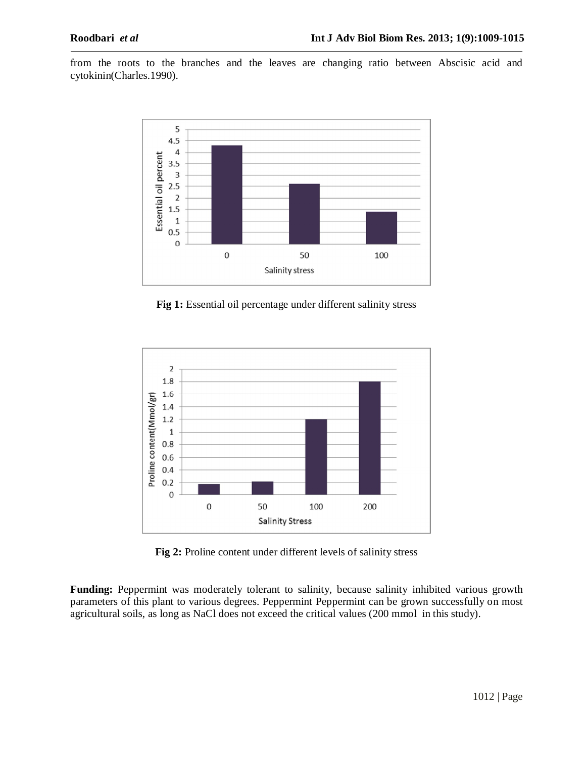from the roots to the branches and the leaves are changing ratio between Abscisic acid and cytokinin(Charles.1990).

**Fig 1:** Essential oil percentage under different salinity stress

**Fig 2:** Proline content under different levels of salinity stress

**Funding:** Peppermint was moderately tolerant to salinity, because salinity inhibited various growth parameters of this plant to various degrees. Peppermint Peppermint can be grown successfully on most agricultural soils, as long as NaCl does not exceed the critical values (200 mmol in this study).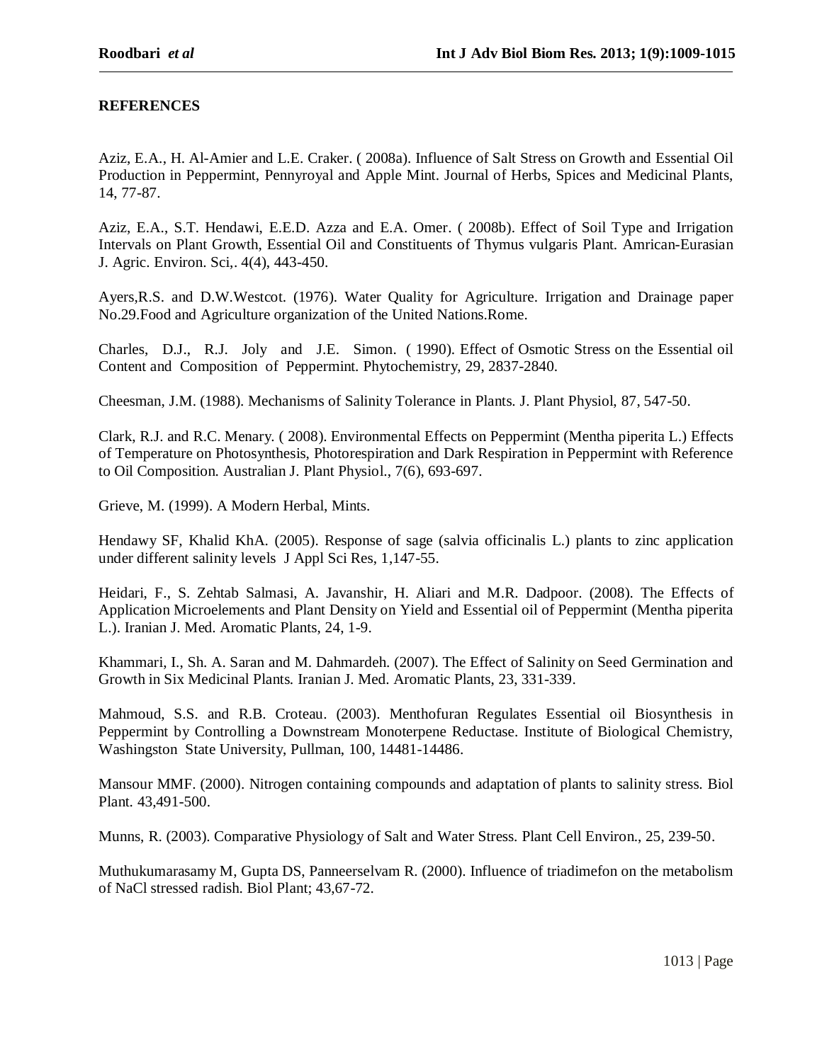**REFERENCES**

Aziz, E.A., H. Al-Amier and L.E. Craker. ( 2008a). Influence of Salt Stress on Growth and Essential Oil Production in Peppermint, Pennyroyal and Apple Mint. Journal of Herbs, Spices and Medicinal Plants, 14, 77-87.

Aziz, E.A., S.T. Hendawi, E.E.D. Azza and E.A. Omer. ( 2008b). Effect of Soil Type and Irrigation Intervals on Plant Growth, Essential Oil and Constituents of Thymus vulgaris Plant. Amrican-Eurasian J. Agric. Environ. Sci,. 4(4), 443-450.

Ayers,R.S. and D.W.Westcot. (1976). Water Quality for Agriculture. Irrigation and Drainage paper No.29.Food and Agriculture organization of the United Nations.Rome.

Charles, D.J., R.J. Joly and J.E. Simon. ( 1990). Effect of Osmotic Stress on the Essential oil Content and Composition of Peppermint. Phytochemistry, 29, 2837-2840.

Cheesman, J.M. (1988). Mechanisms of Salinity Tolerance in Plants. J. Plant Physiol, 87, 547-50.

Clark, R.J. and R.C. Menary. ( 2008). Environmental Effects on Peppermint (Mentha piperita L.) Effects of Temperature on Photosynthesis, Photorespiration and Dark Respiration in Peppermint with Reference to Oil Composition. Australian J. Plant Physiol., 7(6), 693-697.

Grieve, M. (1999). A Modern Herbal, Mints.

Hendawy SF, Khalid KhA. (2005). Response of sage (salvia officinalis L.) plants to zinc application under different salinity levels J Appl Sci Res, 1,147-55.

Heidari, F., S. Zehtab Salmasi, A. Javanshir, H. Aliari and M.R. Dadpoor. (2008). The Effects of Application Microelements and Plant Density on Yield and Essential oil of Peppermint (Mentha piperita L.). Iranian J. Med. Aromatic Plants, 24, 1-9.

Khammari, I., Sh. A. Saran and M. Dahmardeh. (2007). The Effect of Salinity on Seed Germination and Growth in Six Medicinal Plants. Iranian J. Med. Aromatic Plants, 23, 331-339.

Mahmoud, S.S. and R.B. Croteau. (2003). Menthofuran Regulates Essential oil Biosynthesis in Peppermint by Controlling a Downstream Monoterpene Reductase. Institute of Biological Chemistry, Washingston State University, Pullman, 100, 14481-14486.

Mansour MMF. (2000). Nitrogen containing compounds and adaptation of plants to salinity stress. Biol Plant. 43,491-500.

Munns, R. (2003). Comparative Physiology of Salt and Water Stress. Plant Cell Environ., 25, 239-50.

Muthukumarasamy M, Gupta DS, Panneerselvam R. (2000). Influence of triadimefon on the metabolism of NaCl stressed radish. Biol Plant; 43,67-72.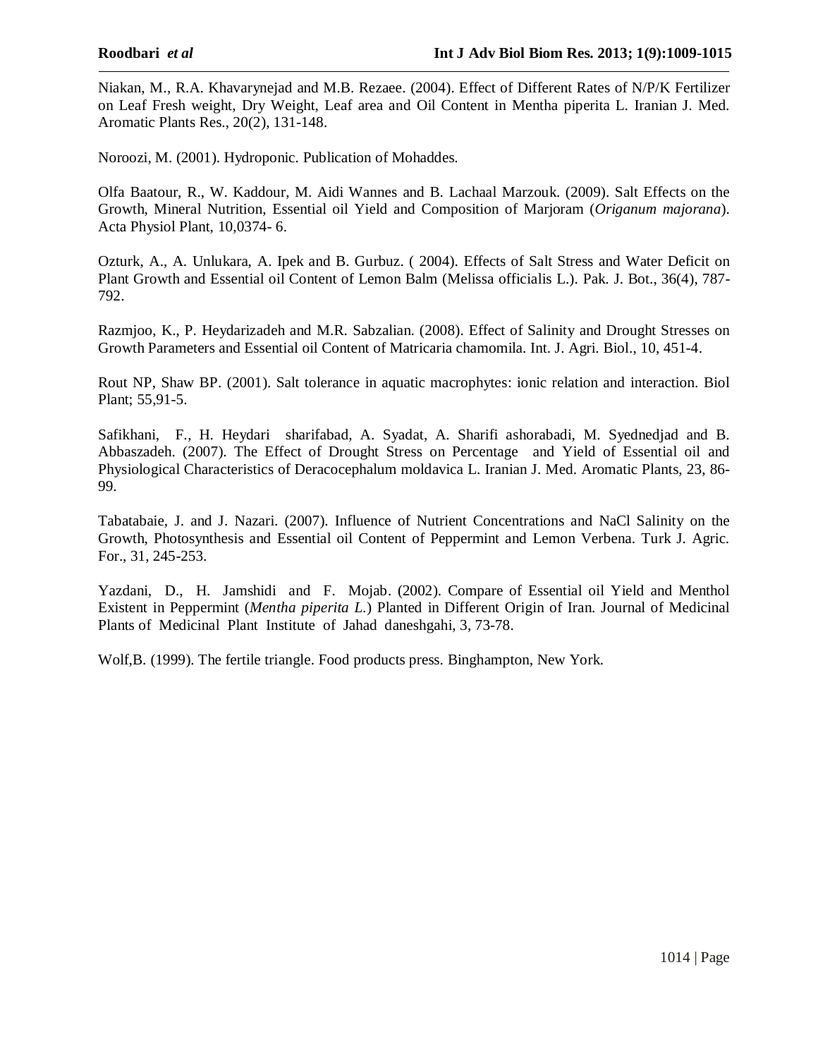Niakan, M., R.A. Khavarynejad and M.B. Rezaee. (2004). Effect of Different Rates of N/P/K Fertilizer on Leaf Fresh weight, Dry Weight, Leaf area and Oil Content in Mentha piperita L. Iranian J. Med. Aromatic Plants Res., 20(2), 131-148.

Noroozi, M. (2001). Hydroponic. Publication of Mohaddes.

Olfa Baatour, R., W. Kaddour, M. Aidi Wannes and B. Lachaal Marzouk. (2009). Salt Effects on the Growth, Mineral Nutrition, Essential oil Yield and Composition of Marjoram (*Origanum majorana*). Acta Physiol Plant, 10,0374- 6.

Ozturk, A., A. Unlukara, A. Ipek and B. Gurbuz. ( 2004). Effects of Salt Stress and Water Deficit on Plant Growth and Essential oil Content of Lemon Balm (Melissa officialis L.). Pak. J. Bot., 36(4), 787-792.

Razmjoo, K., P. Heydarizadeh and M.R. Sabzalian. (2008). Effect of Salinity and Drought Stresses on Growth Parameters and Essential oil Content of Matricaria chamomila. Int. J. Agri. Biol., 10, 451-4.

Rout NP, Shaw BP. (2001). Salt tolerance in aquatic macrophytes: ionic relation and interaction. Biol Plant; 55,91-5.

Safikhani, F., H. Heydari sharifabad, A. Syadat, A. Sharifi ashorabadi, M. Syednedjad and B. Abbaszadeh. (2007). The Effect of Drought Stress on Percentage and Yield of Essential oil and Physiological Characteristics of Deracocephalum moldavica L. Iranian J. Med. Aromatic Plants, 23, 86-99.

Tabatabaie, J. and J. Nazari. (2007). Influence of Nutrient Concentrations and NaCl Salinity on the Growth, Photosynthesis and Essential oil Content of Peppermint and Lemon Verbena. Turk J. Agric. For., 31, 245-253.

Yazdani, D., H. Jamshidi and F. Mojab. (2002). Compare of Essential oil Yield and Menthol Existent in Peppermint (*Mentha piperita L.*) Planted in Different Origin of Iran. Journal of Medicinal Plants of Medicinal Plant Institute of Jahad daneshgahi, 3, 73-78.

Wolf,B. (1999). The fertile triangle. Food products press. Binghampton, New York.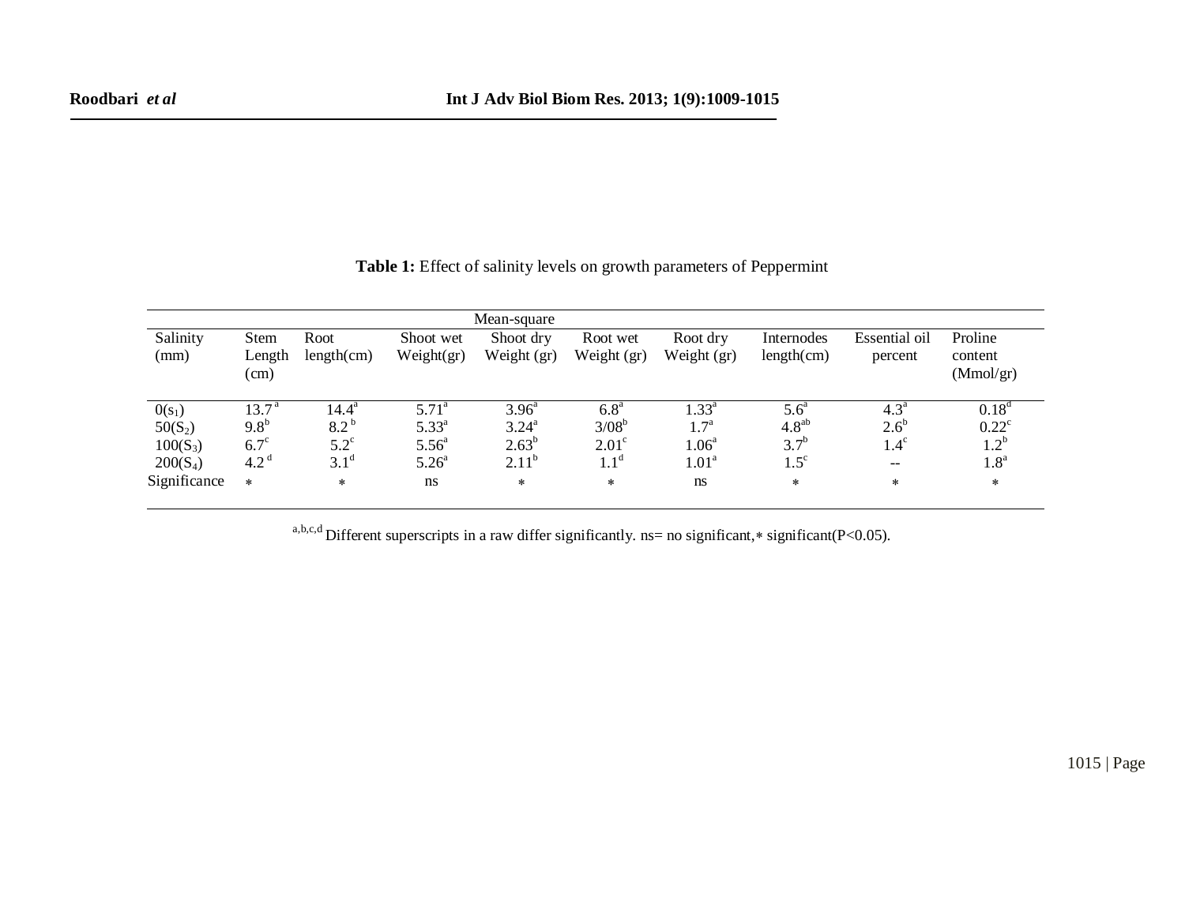**Table 1:** Effect of salinity levels on growth parameters of Peppermint

| | Mean-square | | | | | | | | |
|---|---|---|---|---|---|---|---|---|---|
| Salinity (mm) | Stem Length (cm) | Root length(cm) | Shoot wet Weight(gr) | Shoot dry Weight (gr) | Root wet Weight (gr) | Root dry Weight (gr) | Internodes length(cm) | Essential oil percent | Proline content (Mmol/gr) |
| 0($s_1$) | 13.7 $^{a}$ | 14.4$^{a}$ | 5.71$^{a}$ | 3.96$^{a}$ | 6.8$^{a}$ | 1.33$^{a}$ | 5.6$^{a}$ | 4.3$^{a}$ | 0.18$^{d}$ |
| 50($S_2$) | 9.8$^{b}$ | 8.2 $^{b}$ | 5.33$^{a}$ | 3.24$^{a}$ | 3/08$^{b}$ | 1.7$^{a}$ | 4.8$^{ab}$ | 2.6$^{b}$ | 0.22$^{c}$ |
| 100($S_3$) | 6.7$^{c}$ | 5.2$^{c}$ | 5.56$^{a}$ | 2.63$^{b}$ | 2.01$^{c}$ | 1.06$^{a}$ | 3.7$^{b}$ | 1.4$^{c}$ | 1.2$^{b}$ |
| 200($S_4$) | 4.2 $^{d}$ | 3.1$^{d}$ | 5.26$^{a}$ | 2.11$^{b}$ | 1.1$^{d}$ | 1.01$^{a}$ | 1.5$^{c}$ | -- | 1.8$^{a}$ |
| Significance | * | * | ns | * | * | ns | * | * | * |

a,b,c,d Different superscripts in a raw differ significantly. ns= no significant,* significant($P<0.05$).